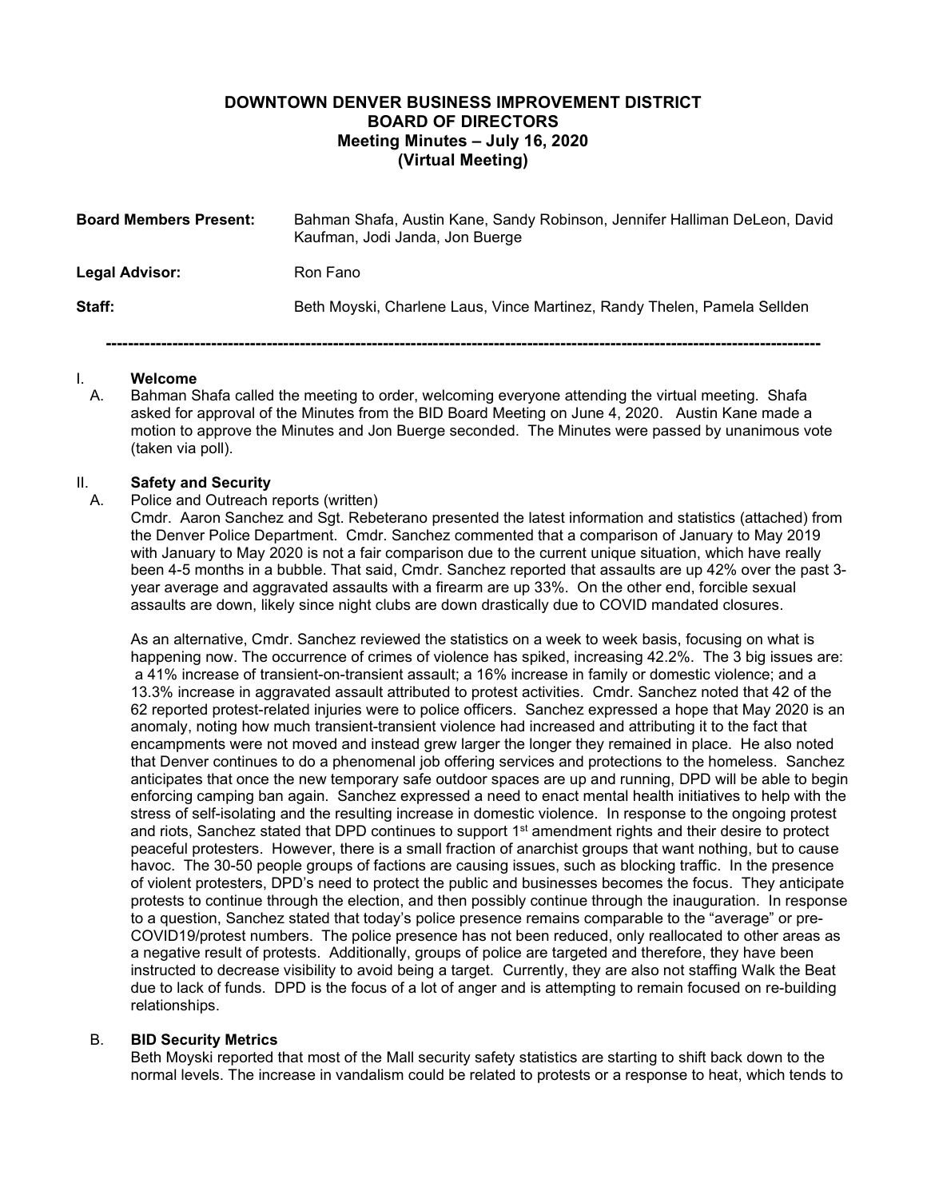# DOWNTOWN DENVER BUSINESS IMPROVEMENT DISTRICT
# BOARD OF DIRECTORS
## Meeting Minutes – July 16, 2020
## (Virtual Meeting)

| | |
|---|---|
| **Board Members Present:** | Bahman Shafa, Austin Kane, Sandy Robinson, Jennifer Halliman DeLeon, David Kaufman, Jodi Janda, Jon Buerge |
| **Legal Advisor:** | Ron Fano |
| **Staff:** | Beth Moyski, Charlene Laus, Vince Martinez, Randy Thelen, Pamela Sellden |

---

## I. Welcome

A. Bahman Shafa called the meeting to order, welcoming everyone attending the virtual meeting. Shafa asked for approval of the Minutes from the BID Board Meeting on June 4, 2020. Austin Kane made a motion to approve the Minutes and Jon Buerge seconded. The Minutes were passed by unanimous vote (taken via poll).

## II. Safety and Security

A. Police and Outreach reports (written)

Cmdr. Aaron Sanchez and Sgt. Rebeterano presented the latest information and statistics (attached) from the Denver Police Department. Cmdr. Sanchez commented that a comparison of January to May 2019 with January to May 2020 is not a fair comparison due to the current unique situation, which have really been 4-5 months in a bubble. That said, Cmdr. Sanchez reported that assaults are up 42% over the past 3-year average and aggravated assaults with a firearm are up 33%. On the other end, forcible sexual assaults are down, likely since night clubs are down drastically due to COVID mandated closures.

As an alternative, Cmdr. Sanchez reviewed the statistics on a week to week basis, focusing on what is happening now. The occurrence of crimes of violence has spiked, increasing 42.2%. The 3 big issues are: a 41% increase of transient-on-transient assault; a 16% increase in family or domestic violence; and a 13.3% increase in aggravated assault attributed to protest activities. Cmdr. Sanchez noted that 42 of the 62 reported protest-related injuries were to police officers. Sanchez expressed a hope that May 2020 is an anomaly, noting how much transient-transient violence had increased and attributing it to the fact that encampments were not moved and instead grew larger the longer they remained in place. He also noted that Denver continues to do a phenomenal job offering services and protections to the homeless. Sanchez anticipates that once the new temporary safe outdoor spaces are up and running, DPD will be able to begin enforcing camping ban again. Sanchez expressed a need to enact mental health initiatives to help with the stress of self-isolating and the resulting increase in domestic violence. In response to the ongoing protest and riots, Sanchez stated that DPD continues to support 1st amendment rights and their desire to protect peaceful protesters. However, there is a small fraction of anarchist groups that want nothing, but to cause havoc. The 30-50 people groups of factions are causing issues, such as blocking traffic. In the presence of violent protesters, DPD's need to protect the public and businesses becomes the focus. They anticipate protests to continue through the election, and then possibly continue through the inauguration. In response to a question, Sanchez stated that today's police presence remains comparable to the "average" or pre-COVID19/protest numbers. The police presence has not been reduced, only reallocated to other areas as a negative result of protests. Additionally, groups of police are targeted and therefore, they have been instructed to decrease visibility to avoid being a target. Currently, they are also not staffing Walk the Beat due to lack of funds. DPD is the focus of a lot of anger and is attempting to remain focused on re-building relationships.

### B. BID Security Metrics

Beth Moyski reported that most of the Mall security safety statistics are starting to shift back down to the normal levels. The increase in vandalism could be related to protests or a response to heat, which tends to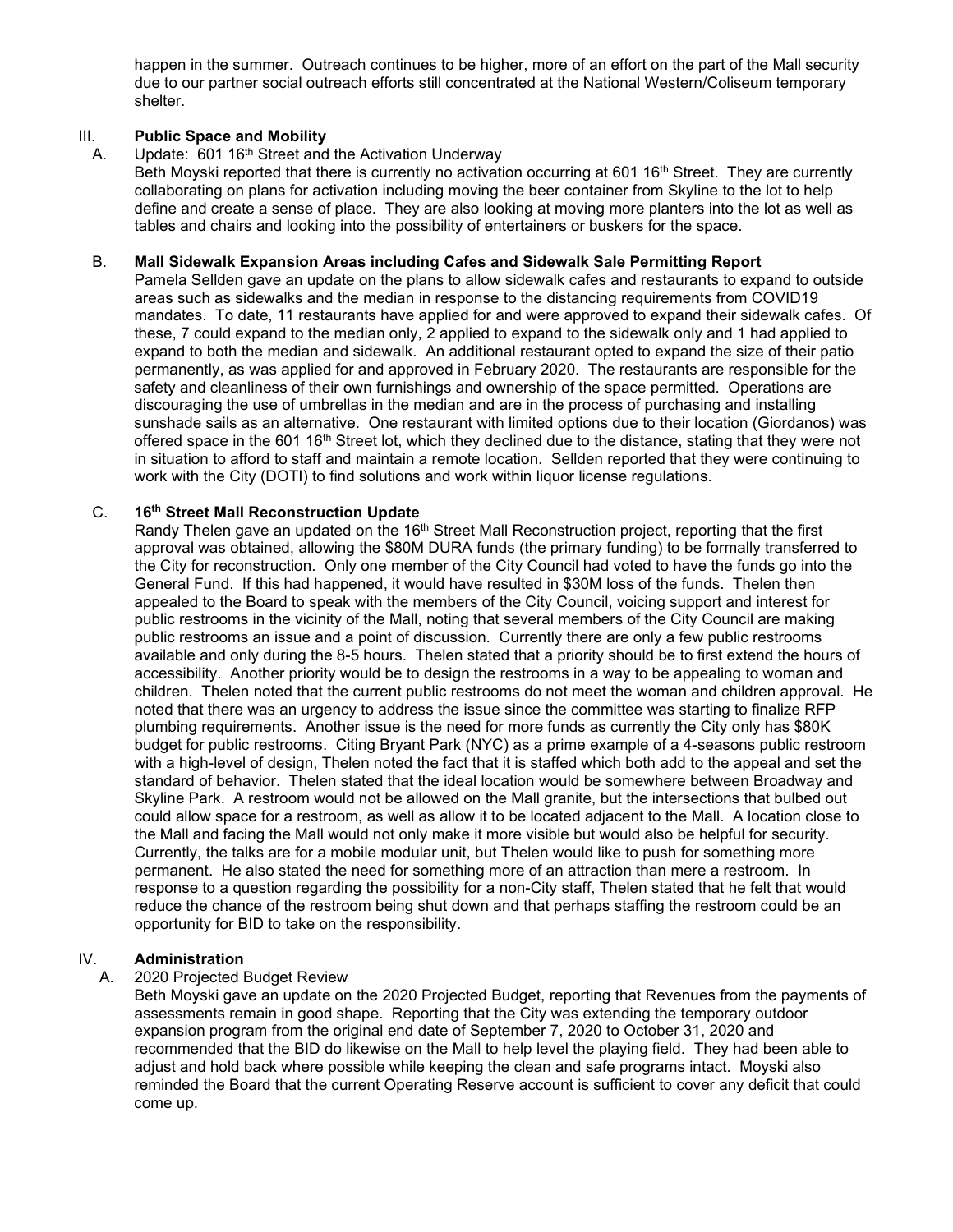happen in the summer. Outreach continues to be higher, more of an effort on the part of the Mall security due to our partner social outreach efforts still concentrated at the National Western/Coliseum temporary shelter.

## III. Public Space and Mobility

### A. Update: 601 16th Street and the Activation Underway

Beth Moyski reported that there is currently no activation occurring at 601 16th Street. They are currently collaborating on plans for activation including moving the beer container from Skyline to the lot to help define and create a sense of place. They are also looking at moving more planters into the lot as well as tables and chairs and looking into the possibility of entertainers or buskers for the space.

### B. Mall Sidewalk Expansion Areas including Cafes and Sidewalk Sale Permitting Report

Pamela Sellden gave an update on the plans to allow sidewalk cafes and restaurants to expand to outside areas such as sidewalks and the median in response to the distancing requirements from COVID19 mandates. To date, 11 restaurants have applied for and were approved to expand their sidewalk cafes. Of these, 7 could expand to the median only, 2 applied to expand to the sidewalk only and 1 had applied to expand to both the median and sidewalk. An additional restaurant opted to expand the size of their patio permanently, as was applied for and approved in February 2020. The restaurants are responsible for the safety and cleanliness of their own furnishings and ownership of the space permitted. Operations are discouraging the use of umbrellas in the median and are in the process of purchasing and installing sunshade sails as an alternative. One restaurant with limited options due to their location (Giordanos) was offered space in the 601 16th Street lot, which they declined due to the distance, stating that they were not in situation to afford to staff and maintain a remote location. Sellden reported that they were continuing to work with the City (DOTI) to find solutions and work within liquor license regulations.

### C. 16th Street Mall Reconstruction Update

Randy Thelen gave an updated on the 16th Street Mall Reconstruction project, reporting that the first approval was obtained, allowing the $80M DURA funds (the primary funding) to be formally transferred to the City for reconstruction. Only one member of the City Council had voted to have the funds go into the General Fund. If this had happened, it would have resulted in $30M loss of the funds. Thelen then appealed to the Board to speak with the members of the City Council, voicing support and interest for public restrooms in the vicinity of the Mall, noting that several members of the City Council are making public restrooms an issue and a point of discussion. Currently there are only a few public restrooms available and only during the 8-5 hours. Thelen stated that a priority should be to first extend the hours of accessibility. Another priority would be to design the restrooms in a way to be appealing to woman and children. Thelen noted that the current public restrooms do not meet the woman and children approval. He noted that there was an urgency to address the issue since the committee was starting to finalize RFP plumbing requirements. Another issue is the need for more funds as currently the City only has $80K budget for public restrooms. Citing Bryant Park (NYC) as a prime example of a 4-seasons public restroom with a high-level of design, Thelen noted the fact that it is staffed which both add to the appeal and set the standard of behavior. Thelen stated that the ideal location would be somewhere between Broadway and Skyline Park. A restroom would not be allowed on the Mall granite, but the intersections that bulbed out could allow space for a restroom, as well as allow it to be located adjacent to the Mall. A location close to the Mall and facing the Mall would not only make it more visible but would also be helpful for security. Currently, the talks are for a mobile modular unit, but Thelen would like to push for something more permanent. He also stated the need for something more of an attraction than mere a restroom. In response to a question regarding the possibility for a non-City staff, Thelen stated that he felt that would reduce the chance of the restroom being shut down and that perhaps staffing the restroom could be an opportunity for BID to take on the responsibility.

## IV. Administration

### A. 2020 Projected Budget Review

Beth Moyski gave an update on the 2020 Projected Budget, reporting that Revenues from the payments of assessments remain in good shape. Reporting that the City was extending the temporary outdoor expansion program from the original end date of September 7, 2020 to October 31, 2020 and recommended that the BID do likewise on the Mall to help level the playing field. They had been able to adjust and hold back where possible while keeping the clean and safe programs intact. Moyski also reminded the Board that the current Operating Reserve account is sufficient to cover any deficit that could come up.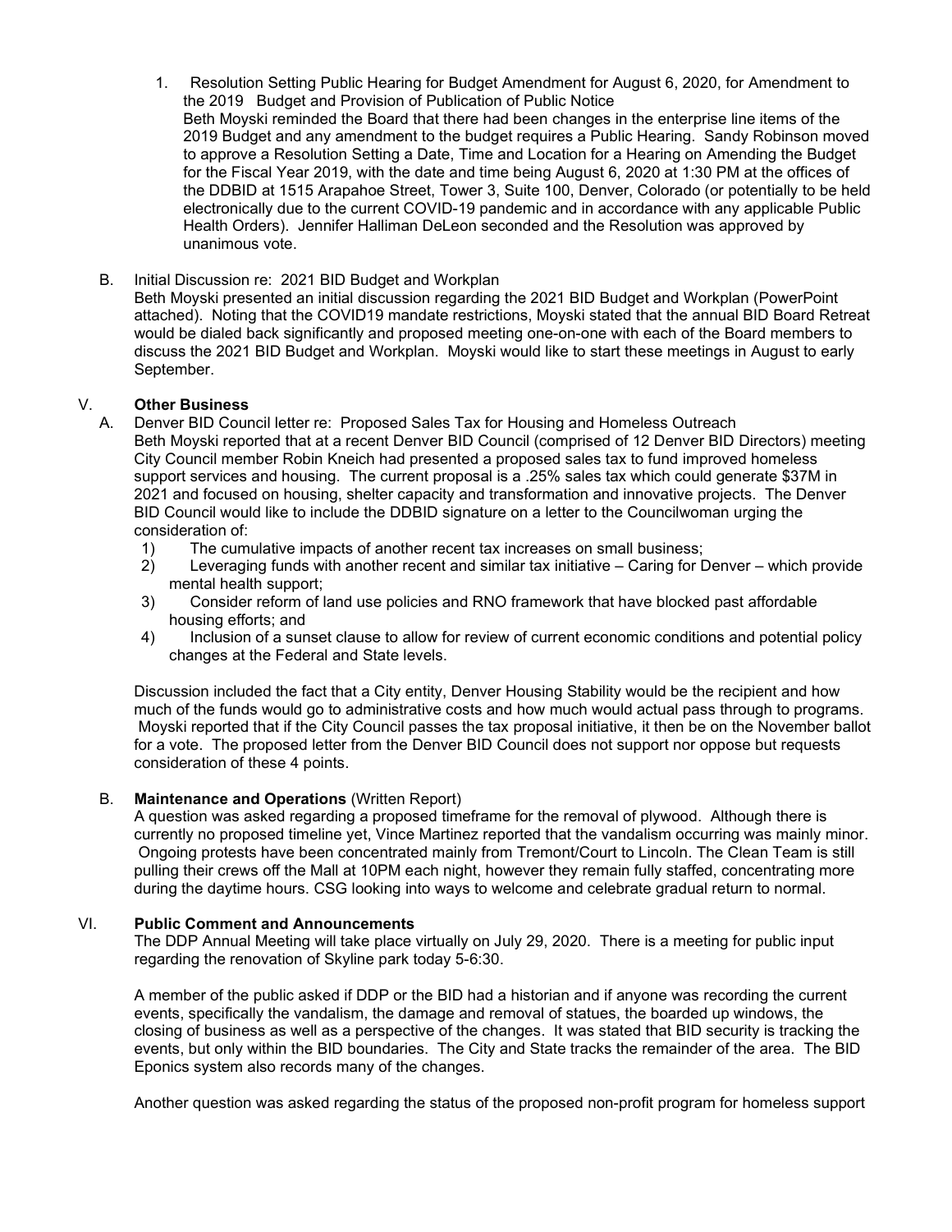1. Resolution Setting Public Hearing for Budget Amendment for August 6, 2020, for Amendment to the 2019 Budget and Provision of Publication of Public Notice
   Beth Moyski reminded the Board that there had been changes in the enterprise line items of the 2019 Budget and any amendment to the budget requires a Public Hearing. Sandy Robinson moved to approve a Resolution Setting a Date, Time and Location for a Hearing on Amending the Budget for the Fiscal Year 2019, with the date and time being August 6, 2020 at 1:30 PM at the offices of the DDBID at 1515 Arapahoe Street, Tower 3, Suite 100, Denver, Colorado (or potentially to be held electronically due to the current COVID-19 pandemic and in accordance with any applicable Public Health Orders). Jennifer Halliman DeLeon seconded and the Resolution was approved by unanimous vote.

B. Initial Discussion re: 2021 BID Budget and Workplan
Beth Moyski presented an initial discussion regarding the 2021 BID Budget and Workplan (PowerPoint attached). Noting that the COVID19 mandate restrictions, Moyski stated that the annual BID Board Retreat would be dialed back significantly and proposed meeting one-on-one with each of the Board members to discuss the 2021 BID Budget and Workplan. Moyski would like to start these meetings in August to early September.

## V. Other Business

A. Denver BID Council letter re: Proposed Sales Tax for Housing and Homeless Outreach
Beth Moyski reported that at a recent Denver BID Council (comprised of 12 Denver BID Directors) meeting City Council member Robin Kneich had presented a proposed sales tax to fund improved homeless support services and housing. The current proposal is a .25% sales tax which could generate $37M in 2021 and focused on housing, shelter capacity and transformation and innovative projects. The Denver BID Council would like to include the DDBID signature on a letter to the Councilwoman urging the consideration of:

1) The cumulative impacts of another recent tax increases on small business;
2) Leveraging funds with another recent and similar tax initiative – Caring for Denver – which provide mental health support;
3) Consider reform of land use policies and RNO framework that have blocked past affordable housing efforts; and
4) Inclusion of a sunset clause to allow for review of current economic conditions and potential policy changes at the Federal and State levels.

Discussion included the fact that a City entity, Denver Housing Stability would be the recipient and how much of the funds would go to administrative costs and how much would actual pass through to programs. Moyski reported that if the City Council passes the tax proposal initiative, it then be on the November ballot for a vote. The proposed letter from the Denver BID Council does not support nor oppose but requests consideration of these 4 points.

B. **Maintenance and Operations** (Written Report)
A question was asked regarding a proposed timeframe for the removal of plywood. Although there is currently no proposed timeline yet, Vince Martinez reported that the vandalism occurring was mainly minor. Ongoing protests have been concentrated mainly from Tremont/Court to Lincoln. The Clean Team is still pulling their crews off the Mall at 10PM each night, however they remain fully staffed, concentrating more during the daytime hours. CSG looking into ways to welcome and celebrate gradual return to normal.

## VI. Public Comment and Announcements

The DDP Annual Meeting will take place virtually on July 29, 2020. There is a meeting for public input regarding the renovation of Skyline park today 5-6:30.

A member of the public asked if DDP or the BID had a historian and if anyone was recording the current events, specifically the vandalism, the damage and removal of statues, the boarded up windows, the closing of business as well as a perspective of the changes. It was stated that BID security is tracking the events, but only within the BID boundaries. The City and State tracks the remainder of the area. The BID Eponics system also records many of the changes.

Another question was asked regarding the status of the proposed non-profit program for homeless support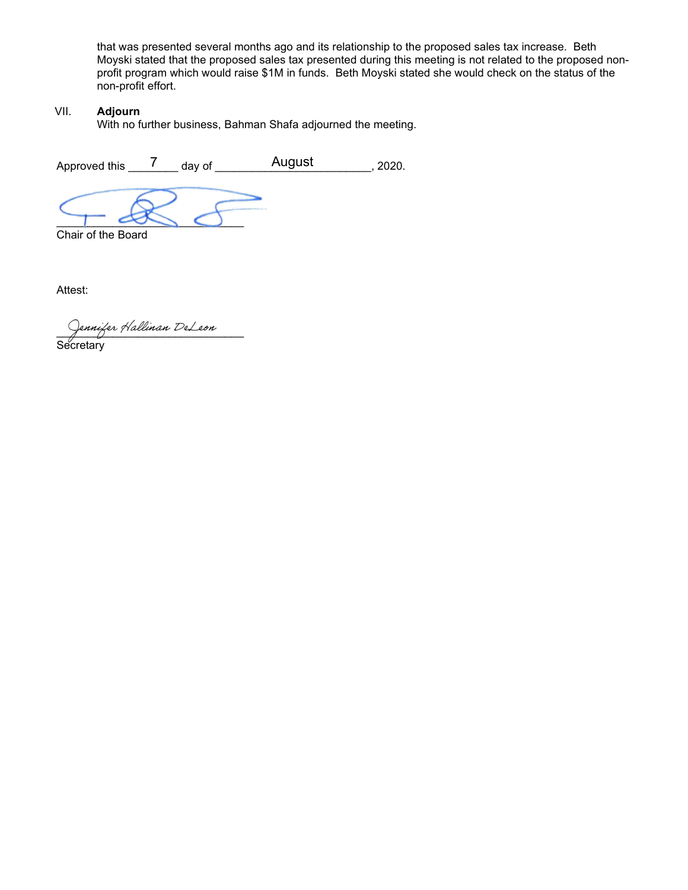that was presented several months ago and its relationship to the proposed sales tax increase. Beth Moyski stated that the proposed sales tax presented during this meeting is not related to the proposed non-profit program which would raise $1M in funds. Beth Moyski stated she would check on the status of the non-profit effort.

VII. **Adjourn**

With no further business, Bahman Shafa adjourned the meeting.

Approved this 7 day of August, 2020.

_______________________________
Chair of the Board

Attest:

Jennifer Hallinan DeLeon
_______________________________
Secretary